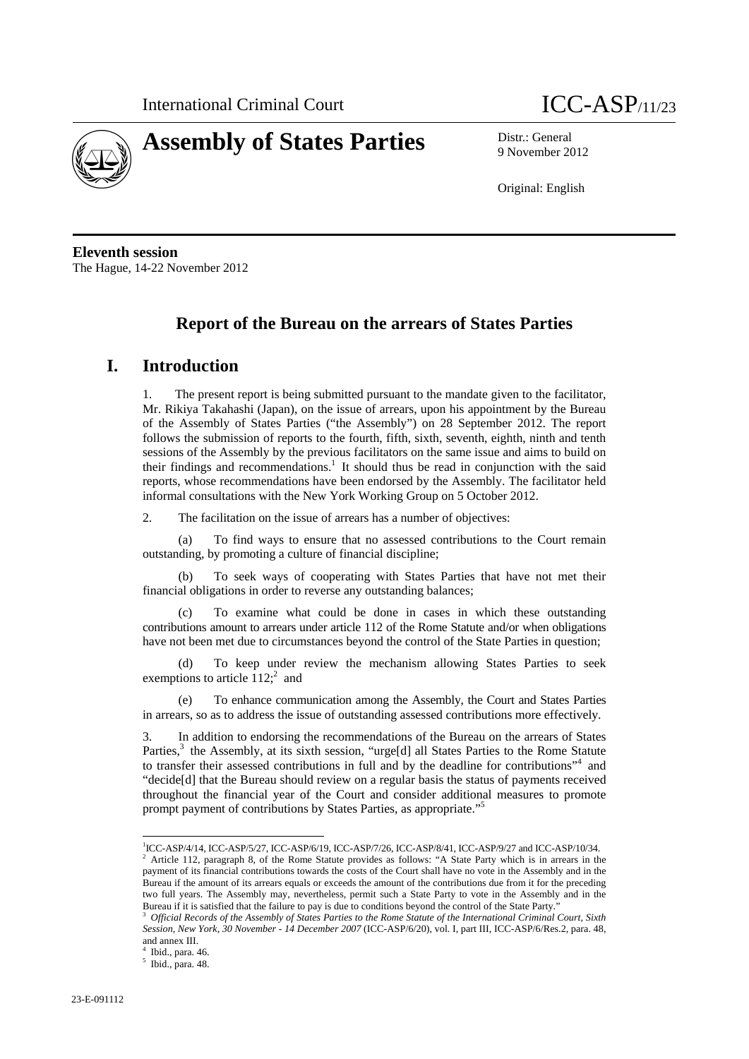International Criminal Court

# ICC-ASP/11/23

# Assembly of States Parties

Distr.: General
9 November 2012

Original: English

**Eleventh session**
The Hague, 14-22 November 2012

## Report of the Bureau on the arrears of States Parties

## I. Introduction

1. The present report is being submitted pursuant to the mandate given to the facilitator, Mr. Rikiya Takahashi (Japan), on the issue of arrears, upon his appointment by the Bureau of the Assembly of States Parties ("the Assembly") on 28 September 2012. The report follows the submission of reports to the fourth, fifth, sixth, seventh, eighth, ninth and tenth sessions of the Assembly by the previous facilitators on the same issue and aims to build on their findings and recommendations.[1] It should thus be read in conjunction with the said reports, whose recommendations have been endorsed by the Assembly. The facilitator held informal consultations with the New York Working Group on 5 October 2012.

2. The facilitation on the issue of arrears has a number of objectives:

(a) To find ways to ensure that no assessed contributions to the Court remain outstanding, by promoting a culture of financial discipline;

(b) To seek ways of cooperating with States Parties that have not met their financial obligations in order to reverse any outstanding balances;

(c) To examine what could be done in cases in which these outstanding contributions amount to arrears under article 112 of the Rome Statute and/or when obligations have not been met due to circumstances beyond the control of the State Parties in question;

(d) To keep under review the mechanism allowing States Parties to seek exemptions to article 112;[2] and

(e) To enhance communication among the Assembly, the Court and States Parties in arrears, so as to address the issue of outstanding assessed contributions more effectively.

3. In addition to endorsing the recommendations of the Bureau on the arrears of States Parties,[3] the Assembly, at its sixth session, "urge[d] all States Parties to the Rome Statute to transfer their assessed contributions in full and by the deadline for contributions"[4] and "decide[d] that the Bureau should review on a regular basis the status of payments received throughout the financial year of the Court and consider additional measures to promote prompt payment of contributions by States Parties, as appropriate."[5]

---

[1] ICC-ASP/4/14, ICC-ASP/5/27, ICC-ASP/6/19, ICC-ASP/7/26, ICC-ASP/8/41, ICC-ASP/9/27 and ICC-ASP/10/34.

[2] Article 112, paragraph 8, of the Rome Statute provides as follows: "A State Party which is in arrears in the payment of its financial contributions towards the costs of the Court shall have no vote in the Assembly and in the Bureau if the amount of its arrears equals or exceeds the amount of the contributions due from it for the preceding two full years. The Assembly may, nevertheless, permit such a State Party to vote in the Assembly and in the Bureau if it is satisfied that the failure to pay is due to conditions beyond the control of the State Party."

[3] *Official Records of the Assembly of States Parties to the Rome Statute of the International Criminal Court, Sixth Session, New York, 30 November - 14 December 2007* (ICC-ASP/6/20), vol. I, part III, ICC-ASP/6/Res.2, para. 48, and annex III.

[4] Ibid., para. 46.

[5] Ibid., para. 48.

23-E-091112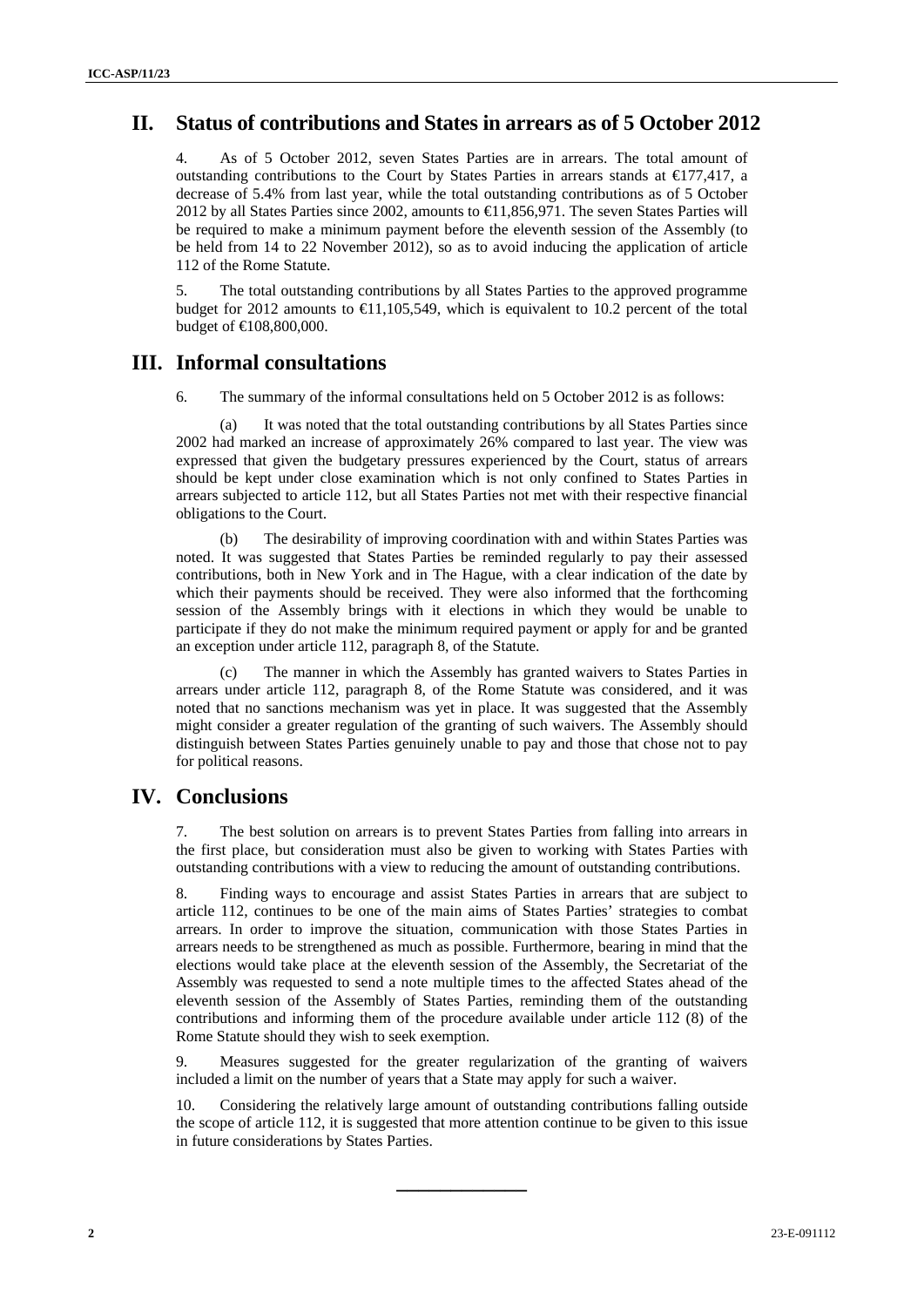## II. Status of contributions and States in arrears as of 5 October 2012

4. As of 5 October 2012, seven States Parties are in arrears. The total amount of outstanding contributions to the Court by States Parties in arrears stands at €177,417, a decrease of 5.4% from last year, while the total outstanding contributions as of 5 October 2012 by all States Parties since 2002, amounts to €11,856,971. The seven States Parties will be required to make a minimum payment before the eleventh session of the Assembly (to be held from 14 to 22 November 2012), so as to avoid inducing the application of article 112 of the Rome Statute.

5. The total outstanding contributions by all States Parties to the approved programme budget for 2012 amounts to €11,105,549, which is equivalent to 10.2 percent of the total budget of €108,800,000.

## III. Informal consultations

6. The summary of the informal consultations held on 5 October 2012 is as follows:

(a) It was noted that the total outstanding contributions by all States Parties since 2002 had marked an increase of approximately 26% compared to last year. The view was expressed that given the budgetary pressures experienced by the Court, status of arrears should be kept under close examination which is not only confined to States Parties in arrears subjected to article 112, but all States Parties not met with their respective financial obligations to the Court.

(b) The desirability of improving coordination with and within States Parties was noted. It was suggested that States Parties be reminded regularly to pay their assessed contributions, both in New York and in The Hague, with a clear indication of the date by which their payments should be received. They were also informed that the forthcoming session of the Assembly brings with it elections in which they would be unable to participate if they do not make the minimum required payment or apply for and be granted an exception under article 112, paragraph 8, of the Statute.

(c) The manner in which the Assembly has granted waivers to States Parties in arrears under article 112, paragraph 8, of the Rome Statute was considered, and it was noted that no sanctions mechanism was yet in place. It was suggested that the Assembly might consider a greater regulation of the granting of such waivers. The Assembly should distinguish between States Parties genuinely unable to pay and those that chose not to pay for political reasons.

## IV. Conclusions

7. The best solution on arrears is to prevent States Parties from falling into arrears in the first place, but consideration must also be given to working with States Parties with outstanding contributions with a view to reducing the amount of outstanding contributions.

8. Finding ways to encourage and assist States Parties in arrears that are subject to article 112, continues to be one of the main aims of States Parties' strategies to combat arrears. In order to improve the situation, communication with those States Parties in arrears needs to be strengthened as much as possible. Furthermore, bearing in mind that the elections would take place at the eleventh session of the Assembly, the Secretariat of the Assembly was requested to send a note multiple times to the affected States ahead of the eleventh session of the Assembly of States Parties, reminding them of the outstanding contributions and informing them of the procedure available under article 112 (8) of the Rome Statute should they wish to seek exemption.

9. Measures suggested for the greater regularization of the granting of waivers included a limit on the number of years that a State may apply for such a waiver.

10. Considering the relatively large amount of outstanding contributions falling outside the scope of article 112, it is suggested that more attention continue to be given to this issue in future considerations by States Parties.